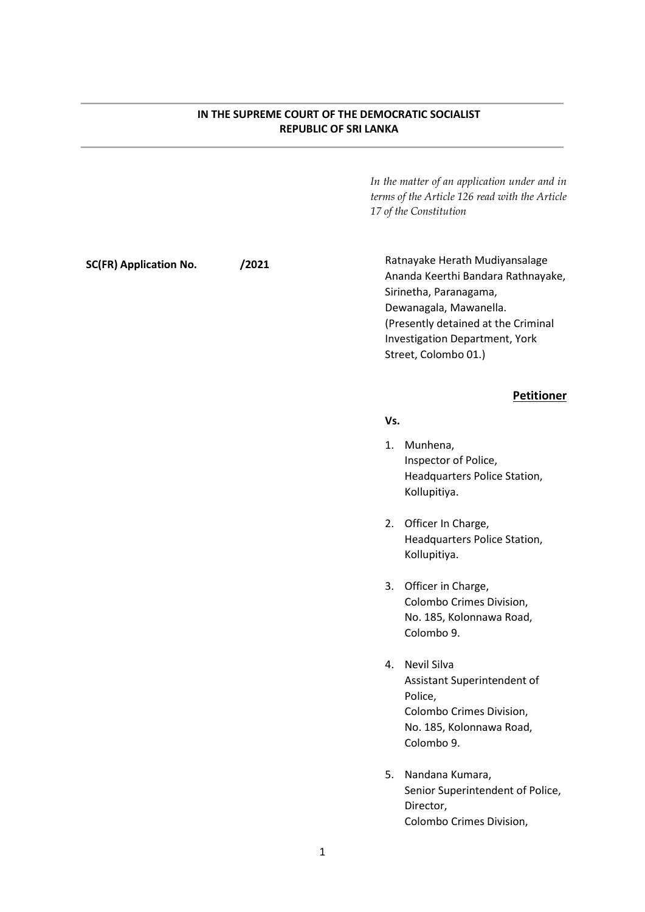**IN THE SUPREME COURT OF THE DEMOCRATIC SOCIALIST REPUBLIC OF SRI LANKA**

*In the matter of an application under and in terms of the Article 126 read with the Article 17 of the Constitution*

**SC(FR) Application No. /2021**

Ratnayake Herath Mudiyansalage Ananda Keerthi Bandara Rathnayake,
Sirinetha, Paranagama,
Dewanagala, Mawanella.
(Presently detained at the Criminal Investigation Department, York Street, Colombo 01.)

**Petitioner**

**Vs.**

1. Munhena,
   Inspector of Police,
   Headquarters Police Station,
   Kollupitiya.

2. Officer In Charge,
   Headquarters Police Station,
   Kollupitiya.

3. Officer in Charge,
   Colombo Crimes Division,
   No. 185, Kolonnawa Road,
   Colombo 9.

4. Nevil Silva
   Assistant Superintendent of Police,
   Colombo Crimes Division,
   No. 185, Kolonnawa Road,
   Colombo 9.

5. Nandana Kumara,
   Senior Superintendent of Police,
   Director,
   Colombo Crimes Division,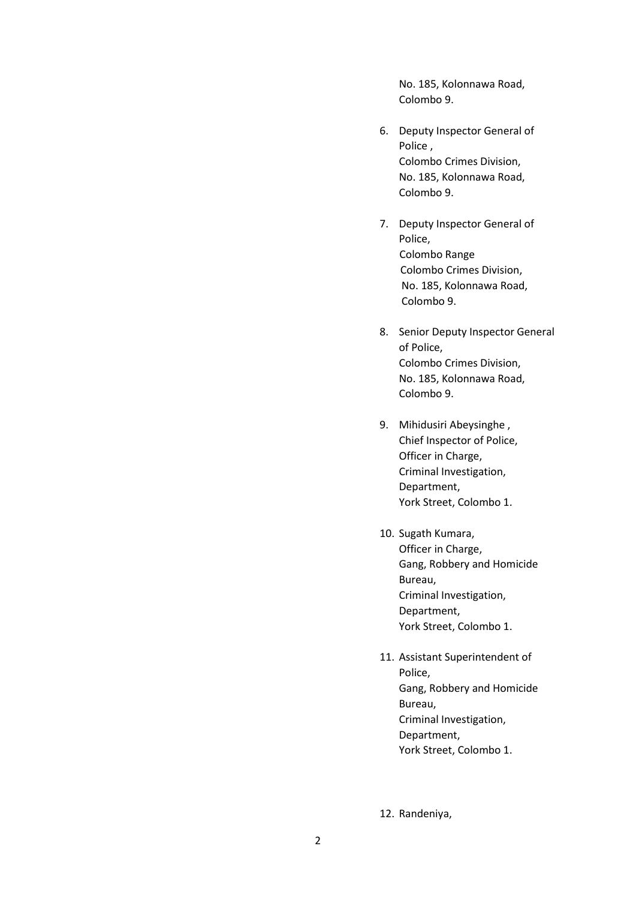No. 185, Kolonnawa Road,
Colombo 9.

6. Deputy Inspector General of Police ,
   Colombo Crimes Division,
   No. 185, Kolonnawa Road,
   Colombo 9.

7. Deputy Inspector General of Police,
   Colombo Range
   Colombo Crimes Division,
   No. 185, Kolonnawa Road,
   Colombo 9.

8. Senior Deputy Inspector General of Police,
   Colombo Crimes Division,
   No. 185, Kolonnawa Road,
   Colombo 9.

9. Mihidusiri Abeysinghe ,
   Chief Inspector of Police,
   Officer in Charge,
   Criminal Investigation,
   Department,
   York Street, Colombo 1.

10. Sugath Kumara,
    Officer in Charge,
    Gang, Robbery and Homicide Bureau,
    Criminal Investigation,
    Department,
    York Street, Colombo 1.

11. Assistant Superintendent of Police,
    Gang, Robbery and Homicide Bureau,
    Criminal Investigation,
    Department,
    York Street, Colombo 1.

12. Randeniya,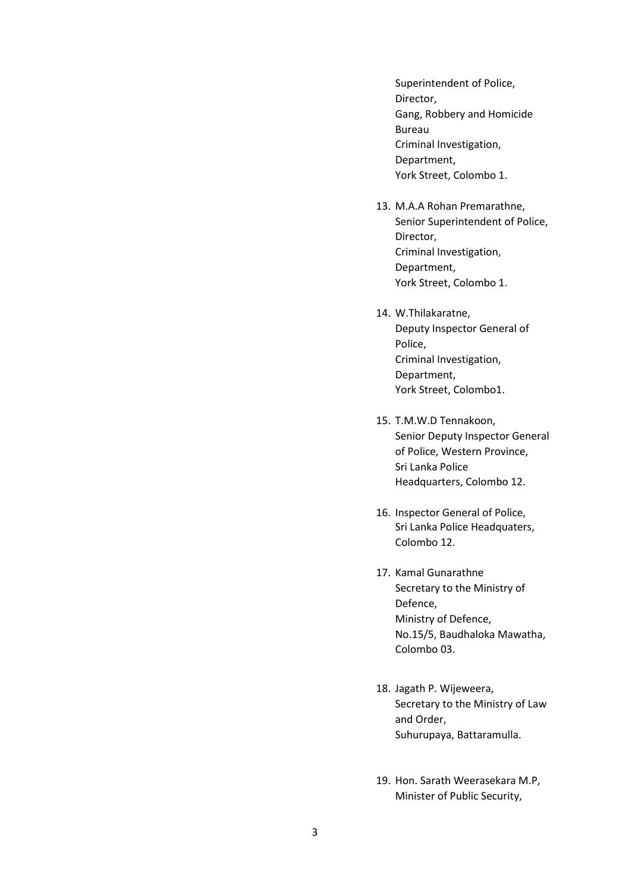Superintendent of Police,
Director,
Gang, Robbery and Homicide Bureau
Criminal Investigation, Department,
York Street, Colombo 1.

13. M.A.A Rohan Premarathne,
    Senior Superintendent of Police,
    Director,
    Criminal Investigation, Department,
    York Street, Colombo 1.

14. W.Thilakaratne,
    Deputy Inspector General of Police,
    Criminal Investigation, Department,
    York Street, Colombo1.

15. T.M.W.D Tennakoon,
    Senior Deputy Inspector General of Police, Western Province,
    Sri Lanka Police Headquarters, Colombo 12.

16. Inspector General of Police,
    Sri Lanka Police Headquaters,
    Colombo 12.

17. Kamal Gunarathne
    Secretary to the Ministry of Defence,
    Ministry of Defence,
    No.15/5, Baudhaloka Mawatha,
    Colombo 03.

18. Jagath P. Wijeweera,
    Secretary to the Ministry of Law and Order,
    Suhurupaya, Battaramulla.

19. Hon. Sarath Weerasekara M.P,
    Minister of Public Security,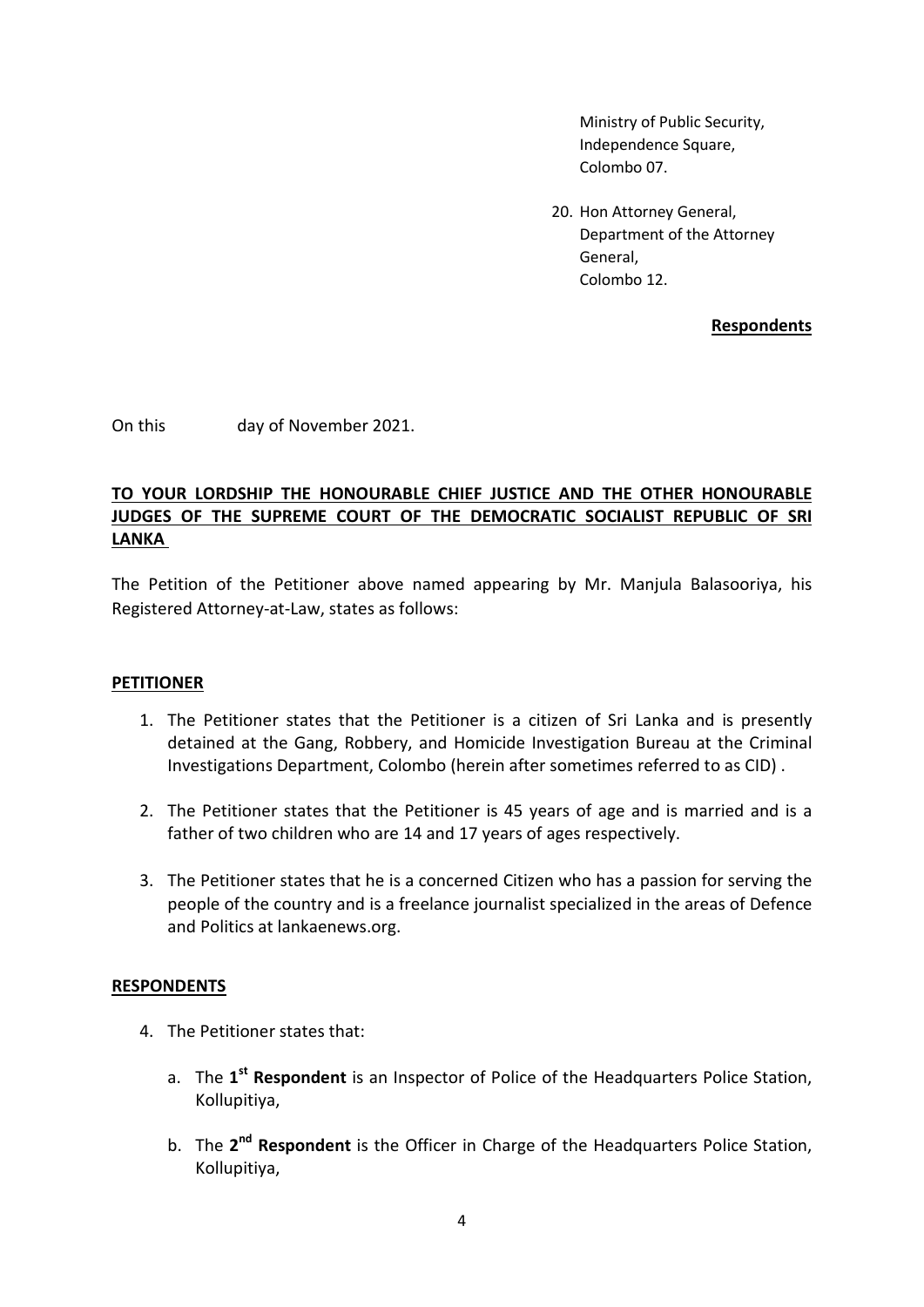Ministry of Public Security,
Independence Square,
Colombo 07.

20. Hon Attorney General,
 Department of the Attorney General,
 Colombo 12.

**Respondents**

On this day of November 2021.

**TO YOUR LORDSHIP THE HONOURABLE CHIEF JUSTICE AND THE OTHER HONOURABLE JUDGES OF THE SUPREME COURT OF THE DEMOCRATIC SOCIALIST REPUBLIC OF SRI LANKA**

The Petition of the Petitioner above named appearing by Mr. Manjula Balasooriya, his Registered Attorney-at-Law, states as follows:

**PETITIONER**

1. The Petitioner states that the Petitioner is a citizen of Sri Lanka and is presently detained at the Gang, Robbery, and Homicide Investigation Bureau at the Criminal Investigations Department, Colombo (herein after sometimes referred to as CID) .

2. The Petitioner states that the Petitioner is 45 years of age and is married and is a father of two children who are 14 and 17 years of ages respectively.

3. The Petitioner states that he is a concerned Citizen who has a passion for serving the people of the country and is a freelance journalist specialized in the areas of Defence and Politics at lankaenews.org.

**RESPONDENTS**

4. The Petitioner states that:

 a. The **1st Respondent** is an Inspector of Police of the Headquarters Police Station, Kollupitiya,

 b. The **2nd Respondent** is the Officer in Charge of the Headquarters Police Station, Kollupitiya,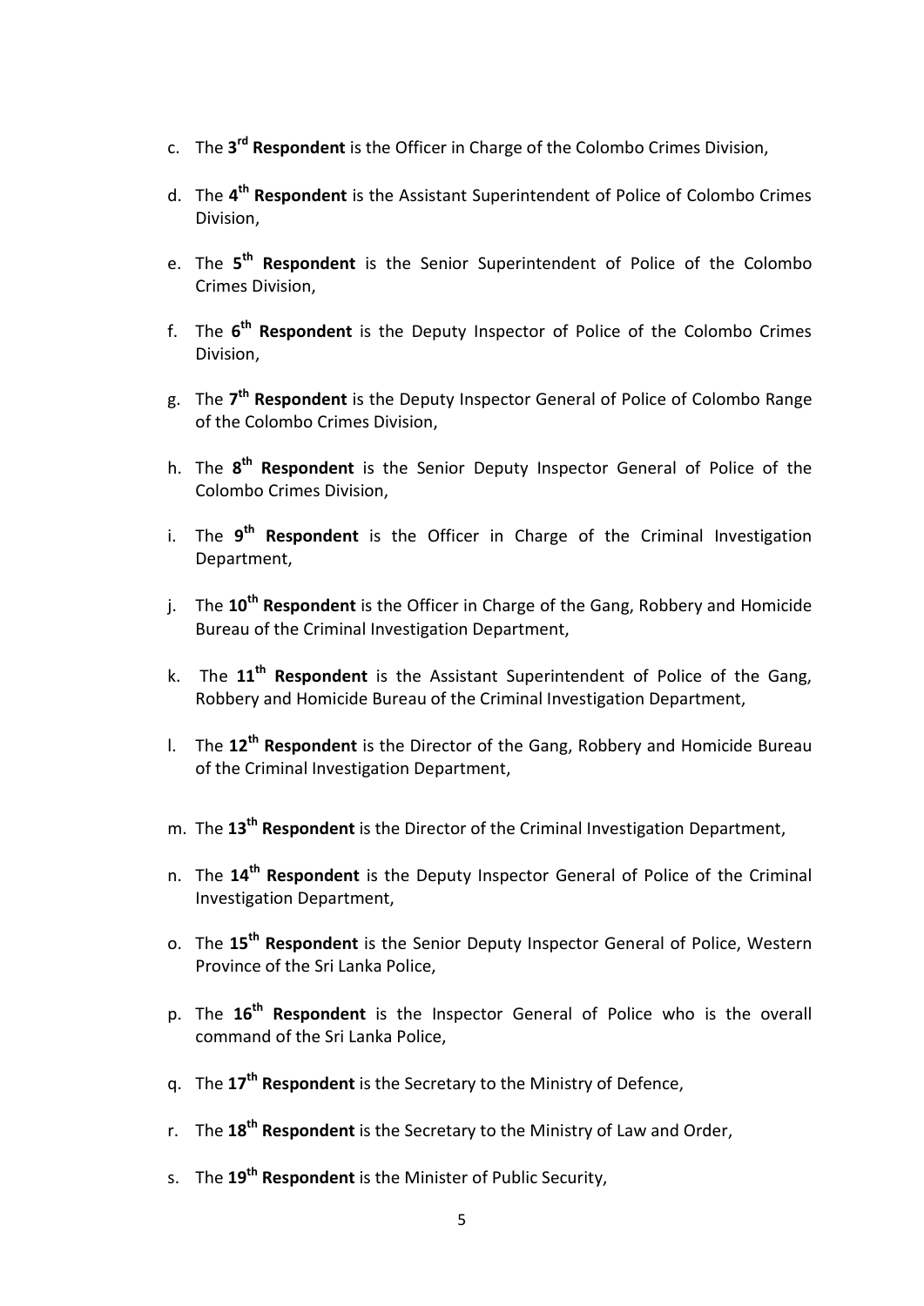c. The **3rd Respondent** is the Officer in Charge of the Colombo Crimes Division,

d. The **4th Respondent** is the Assistant Superintendent of Police of Colombo Crimes Division,

e. The **5th Respondent** is the Senior Superintendent of Police of the Colombo Crimes Division,

f. The **6th Respondent** is the Deputy Inspector of Police of the Colombo Crimes Division,

g. The **7th Respondent** is the Deputy Inspector General of Police of Colombo Range of the Colombo Crimes Division,

h. The **8th Respondent** is the Senior Deputy Inspector General of Police of the Colombo Crimes Division,

i. The **9th Respondent** is the Officer in Charge of the Criminal Investigation Department,

j. The **10th Respondent** is the Officer in Charge of the Gang, Robbery and Homicide Bureau of the Criminal Investigation Department,

k. The **11th Respondent** is the Assistant Superintendent of Police of the Gang, Robbery and Homicide Bureau of the Criminal Investigation Department,

l. The **12th Respondent** is the Director of the Gang, Robbery and Homicide Bureau of the Criminal Investigation Department,

m. The **13th Respondent** is the Director of the Criminal Investigation Department,

n. The **14th Respondent** is the Deputy Inspector General of Police of the Criminal Investigation Department,

o. The **15th Respondent** is the Senior Deputy Inspector General of Police, Western Province of the Sri Lanka Police,

p. The **16th Respondent** is the Inspector General of Police who is the overall command of the Sri Lanka Police,

q. The **17th Respondent** is the Secretary to the Ministry of Defence,

r. The **18th Respondent** is the Secretary to the Ministry of Law and Order,

s. The **19th Respondent** is the Minister of Public Security,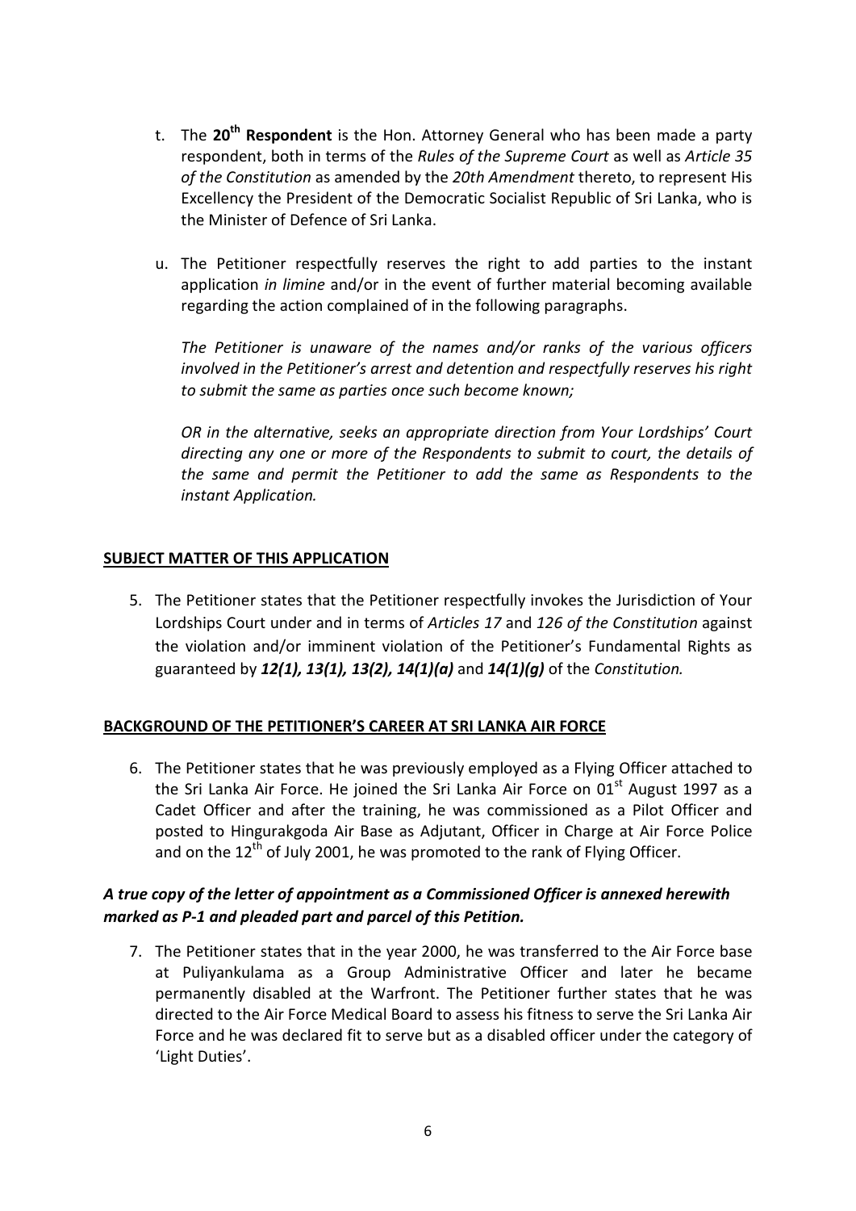t. The **20th Respondent** is the Hon. Attorney General who has been made a party respondent, both in terms of the *Rules of the Supreme Court* as well as *Article 35 of the Constitution* as amended by the *20th Amendment* thereto, to represent His Excellency the President of the Democratic Socialist Republic of Sri Lanka, who is the Minister of Defence of Sri Lanka.

u. The Petitioner respectfully reserves the right to add parties to the instant application *in limine* and/or in the event of further material becoming available regarding the action complained of in the following paragraphs.

*The Petitioner is unaware of the names and/or ranks of the various officers involved in the Petitioner's arrest and detention and respectfully reserves his right to submit the same as parties once such become known;*

*OR in the alternative, seeks an appropriate direction from Your Lordships' Court directing any one or more of the Respondents to submit to court, the details of the same and permit the Petitioner to add the same as Respondents to the instant Application.*

**SUBJECT MATTER OF THIS APPLICATION**

5. The Petitioner states that the Petitioner respectfully invokes the Jurisdiction of Your Lordships Court under and in terms of *Articles 17* and *126 of the Constitution* against the violation and/or imminent violation of the Petitioner's Fundamental Rights as guaranteed by ***12(1), 13(1), 13(2), 14(1)(a)*** and ***14(1)(g)*** of the *Constitution.*

**BACKGROUND OF THE PETITIONER'S CAREER AT SRI LANKA AIR FORCE**

6. The Petitioner states that he was previously employed as a Flying Officer attached to the Sri Lanka Air Force. He joined the Sri Lanka Air Force on 01st August 1997 as a Cadet Officer and after the training, he was commissioned as a Pilot Officer and posted to Hingurakgoda Air Base as Adjutant, Officer in Charge at Air Force Police and on the 12th of July 2001, he was promoted to the rank of Flying Officer.

***A true copy of the letter of appointment as a Commissioned Officer is annexed herewith marked as P-1 and pleaded part and parcel of this Petition.***

7. The Petitioner states that in the year 2000, he was transferred to the Air Force base at Puliyankulama as a Group Administrative Officer and later he became permanently disabled at the Warfront. The Petitioner further states that he was directed to the Air Force Medical Board to assess his fitness to serve the Sri Lanka Air Force and he was declared fit to serve but as a disabled officer under the category of 'Light Duties'.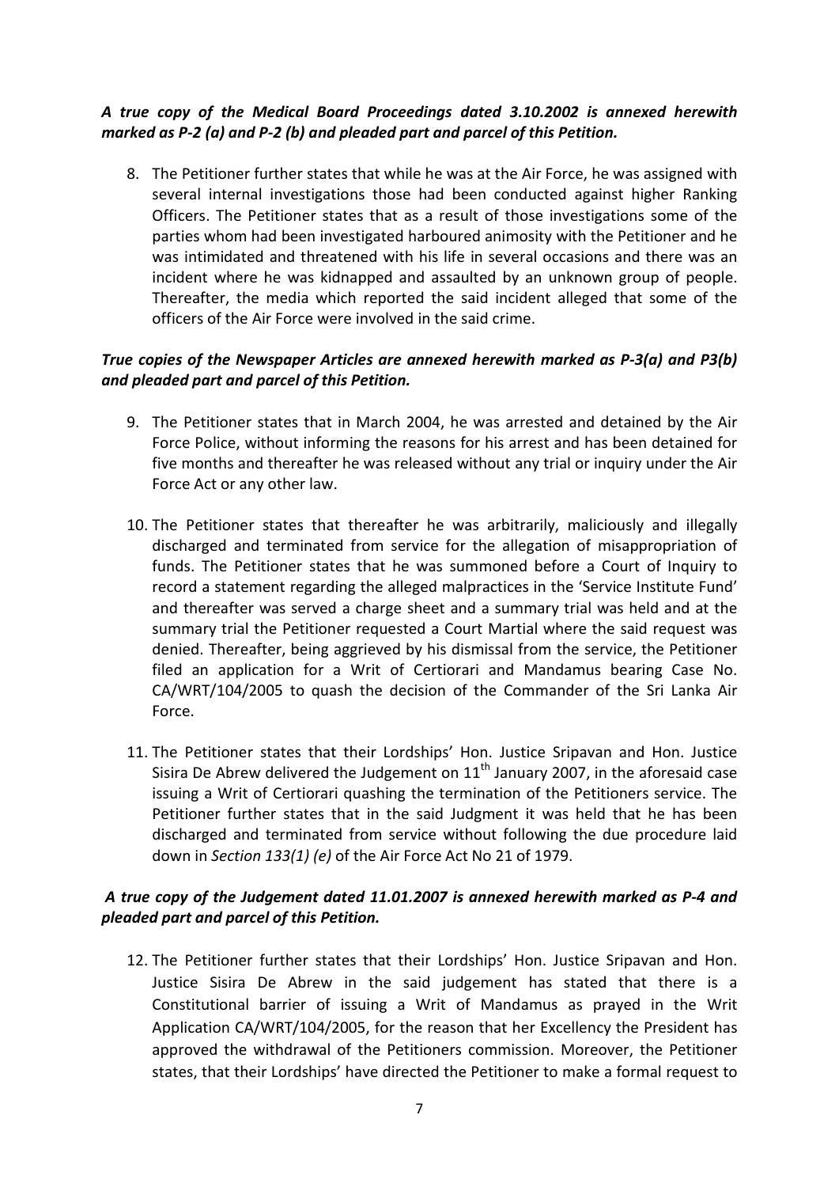***A true copy of the Medical Board Proceedings dated 3.10.2002 is annexed herewith marked as P-2 (a) and P-2 (b) and pleaded part and parcel of this Petition.***

8. The Petitioner further states that while he was at the Air Force, he was assigned with several internal investigations those had been conducted against higher Ranking Officers. The Petitioner states that as a result of those investigations some of the parties whom had been investigated harboured animosity with the Petitioner and he was intimidated and threatened with his life in several occasions and there was an incident where he was kidnapped and assaulted by an unknown group of people. Thereafter, the media which reported the said incident alleged that some of the officers of the Air Force were involved in the said crime.

***True copies of the Newspaper Articles are annexed herewith marked as P-3(a) and P3(b) and pleaded part and parcel of this Petition.***

9. The Petitioner states that in March 2004, he was arrested and detained by the Air Force Police, without informing the reasons for his arrest and has been detained for five months and thereafter he was released without any trial or inquiry under the Air Force Act or any other law.

10. The Petitioner states that thereafter he was arbitrarily, maliciously and illegally discharged and terminated from service for the allegation of misappropriation of funds. The Petitioner states that he was summoned before a Court of Inquiry to record a statement regarding the alleged malpractices in the 'Service Institute Fund' and thereafter was served a charge sheet and a summary trial was held and at the summary trial the Petitioner requested a Court Martial where the said request was denied. Thereafter, being aggrieved by his dismissal from the service, the Petitioner filed an application for a Writ of Certiorari and Mandamus bearing Case No. CA/WRT/104/2005 to quash the decision of the Commander of the Sri Lanka Air Force.

11. The Petitioner states that their Lordships' Hon. Justice Sripavan and Hon. Justice Sisira De Abrew delivered the Judgement on 11th January 2007, in the aforesaid case issuing a Writ of Certiorari quashing the termination of the Petitioners service. The Petitioner further states that in the said Judgment it was held that he has been discharged and terminated from service without following the due procedure laid down in *Section 133(1) (e)* of the Air Force Act No 21 of 1979.

***A true copy of the Judgement dated 11.01.2007 is annexed herewith marked as P-4 and pleaded part and parcel of this Petition.***

12. The Petitioner further states that their Lordships' Hon. Justice Sripavan and Hon. Justice Sisira De Abrew in the said judgement has stated that there is a Constitutional barrier of issuing a Writ of Mandamus as prayed in the Writ Application CA/WRT/104/2005, for the reason that her Excellency the President has approved the withdrawal of the Petitioners commission. Moreover, the Petitioner states, that their Lordships' have directed the Petitioner to make a formal request to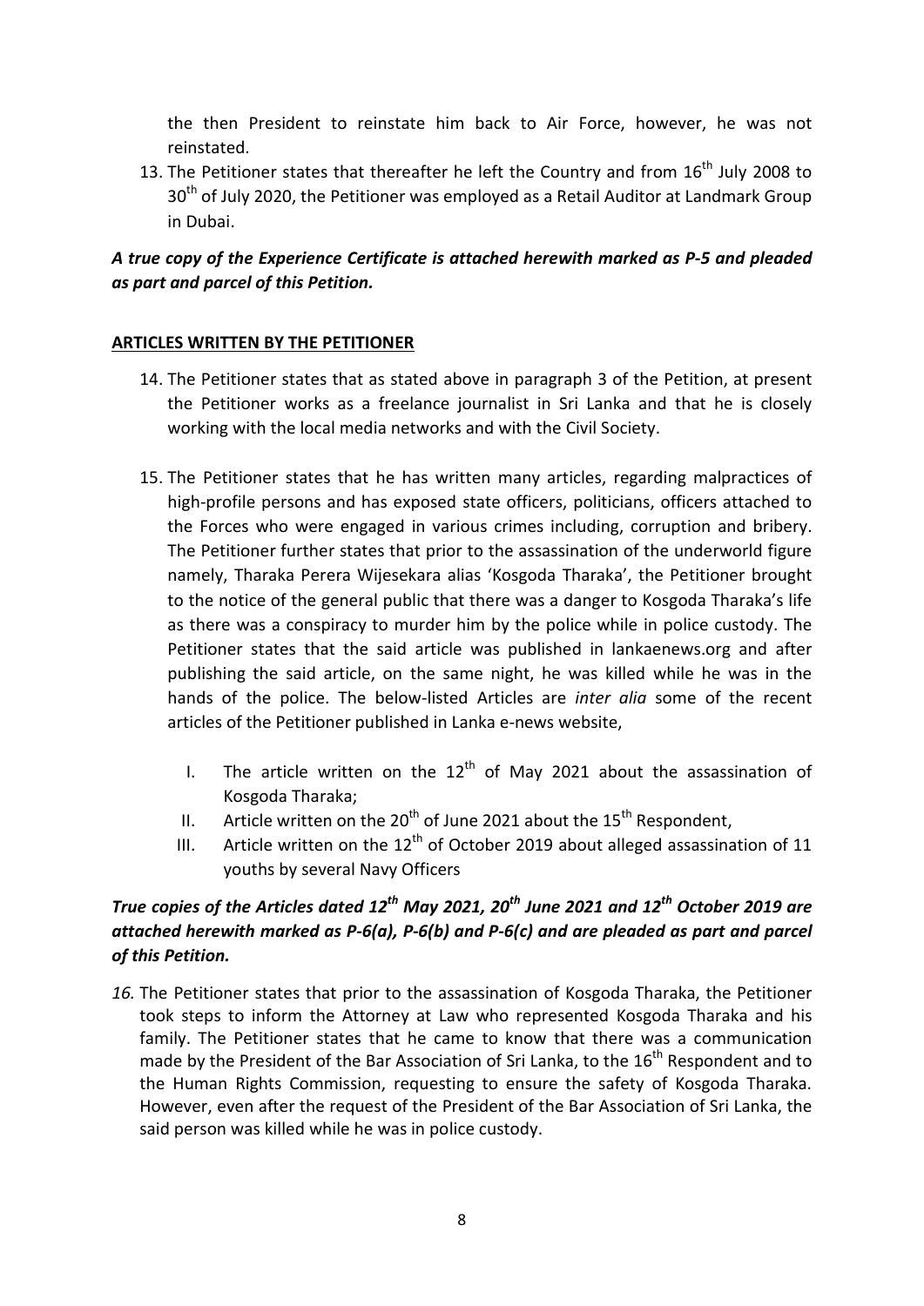the then President to reinstate him back to Air Force, however, he was not reinstated.

13. The Petitioner states that thereafter he left the Country and from 16th July 2008 to 30th of July 2020, the Petitioner was employed as a Retail Auditor at Landmark Group in Dubai.

***A true copy of the Experience Certificate is attached herewith marked as P-5 and pleaded as part and parcel of this Petition.***

**ARTICLES WRITTEN BY THE PETITIONER**

14. The Petitioner states that as stated above in paragraph 3 of the Petition, at present the Petitioner works as a freelance journalist in Sri Lanka and that he is closely working with the local media networks and with the Civil Society.

15. The Petitioner states that he has written many articles, regarding malpractices of high-profile persons and has exposed state officers, politicians, officers attached to the Forces who were engaged in various crimes including, corruption and bribery. The Petitioner further states that prior to the assassination of the underworld figure namely, Tharaka Perera Wijesekara alias 'Kosgoda Tharaka', the Petitioner brought to the notice of the general public that there was a danger to Kosgoda Tharaka's life as there was a conspiracy to murder him by the police while in police custody. The Petitioner states that the said article was published in lankaenews.org and after publishing the said article, on the same night, he was killed while he was in the hands of the police. The below-listed Articles are *inter alia* some of the recent articles of the Petitioner published in Lanka e-news website,

    I. The article written on the 12th of May 2021 about the assassination of Kosgoda Tharaka;
    II. Article written on the 20th of June 2021 about the 15th Respondent,
    III. Article written on the 12th of October 2019 about alleged assassination of 11 youths by several Navy Officers

***True copies of the Articles dated 12th May 2021, 20th June 2021 and 12th October 2019 are attached herewith marked as P-6(a), P-6(b) and P-6(c) and are pleaded as part and parcel of this Petition.***

16. The Petitioner states that prior to the assassination of Kosgoda Tharaka, the Petitioner took steps to inform the Attorney at Law who represented Kosgoda Tharaka and his family. The Petitioner states that he came to know that there was a communication made by the President of the Bar Association of Sri Lanka, to the 16th Respondent and to the Human Rights Commission, requesting to ensure the safety of Kosgoda Tharaka. However, even after the request of the President of the Bar Association of Sri Lanka, the said person was killed while he was in police custody.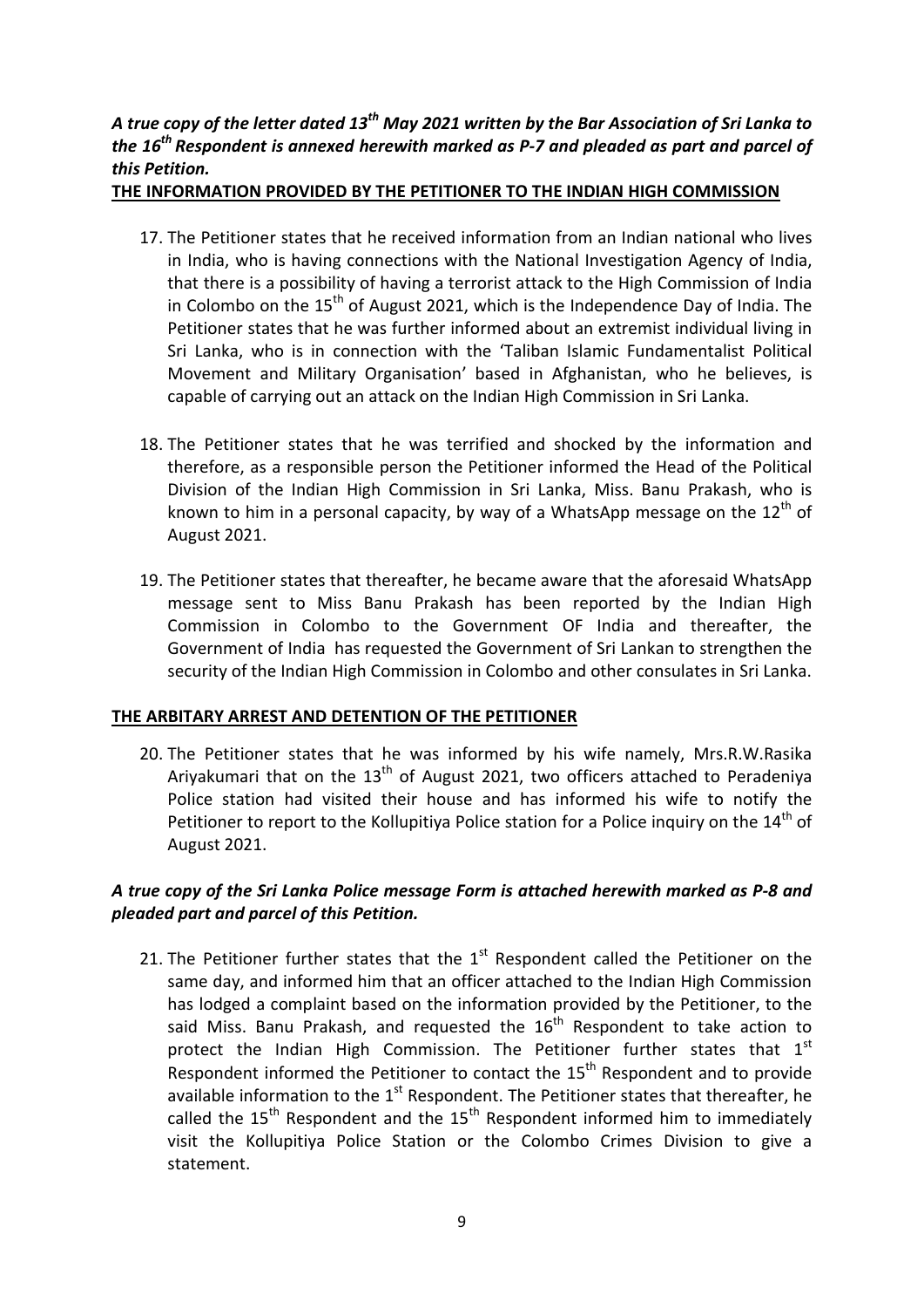***A true copy of the letter dated 13th May 2021 written by the Bar Association of Sri Lanka to the 16th Respondent is annexed herewith marked as P-7 and pleaded as part and parcel of this Petition.***

**THE INFORMATION PROVIDED BY THE PETITIONER TO THE INDIAN HIGH COMMISSION**

17. The Petitioner states that he received information from an Indian national who lives in India, who is having connections with the National Investigation Agency of India, that there is a possibility of having a terrorist attack to the High Commission of India in Colombo on the 15th of August 2021, which is the Independence Day of India. The Petitioner states that he was further informed about an extremist individual living in Sri Lanka, who is in connection with the 'Taliban Islamic Fundamentalist Political Movement and Military Organisation' based in Afghanistan, who he believes, is capable of carrying out an attack on the Indian High Commission in Sri Lanka.

18. The Petitioner states that he was terrified and shocked by the information and therefore, as a responsible person the Petitioner informed the Head of the Political Division of the Indian High Commission in Sri Lanka, Miss. Banu Prakash, who is known to him in a personal capacity, by way of a WhatsApp message on the 12th of August 2021.

19. The Petitioner states that thereafter, he became aware that the aforesaid WhatsApp message sent to Miss Banu Prakash has been reported by the Indian High Commission in Colombo to the Government OF India and thereafter, the Government of India has requested the Government of Sri Lankan to strengthen the security of the Indian High Commission in Colombo and other consulates in Sri Lanka.

**THE ARBITARY ARREST AND DETENTION OF THE PETITIONER**

20. The Petitioner states that he was informed by his wife namely, Mrs.R.W.Rasika Ariyakumari that on the 13th of August 2021, two officers attached to Peradeniya Police station had visited their house and has informed his wife to notify the Petitioner to report to the Kollupitiya Police station for a Police inquiry on the 14th of August 2021.

***A true copy of the Sri Lanka Police message Form is attached herewith marked as P-8 and pleaded part and parcel of this Petition.***

21. The Petitioner further states that the 1st Respondent called the Petitioner on the same day, and informed him that an officer attached to the Indian High Commission has lodged a complaint based on the information provided by the Petitioner, to the said Miss. Banu Prakash, and requested the 16th Respondent to take action to protect the Indian High Commission. The Petitioner further states that 1st Respondent informed the Petitioner to contact the 15th Respondent and to provide available information to the 1st Respondent. The Petitioner states that thereafter, he called the 15th Respondent and the 15th Respondent informed him to immediately visit the Kollupitiya Police Station or the Colombo Crimes Division to give a statement.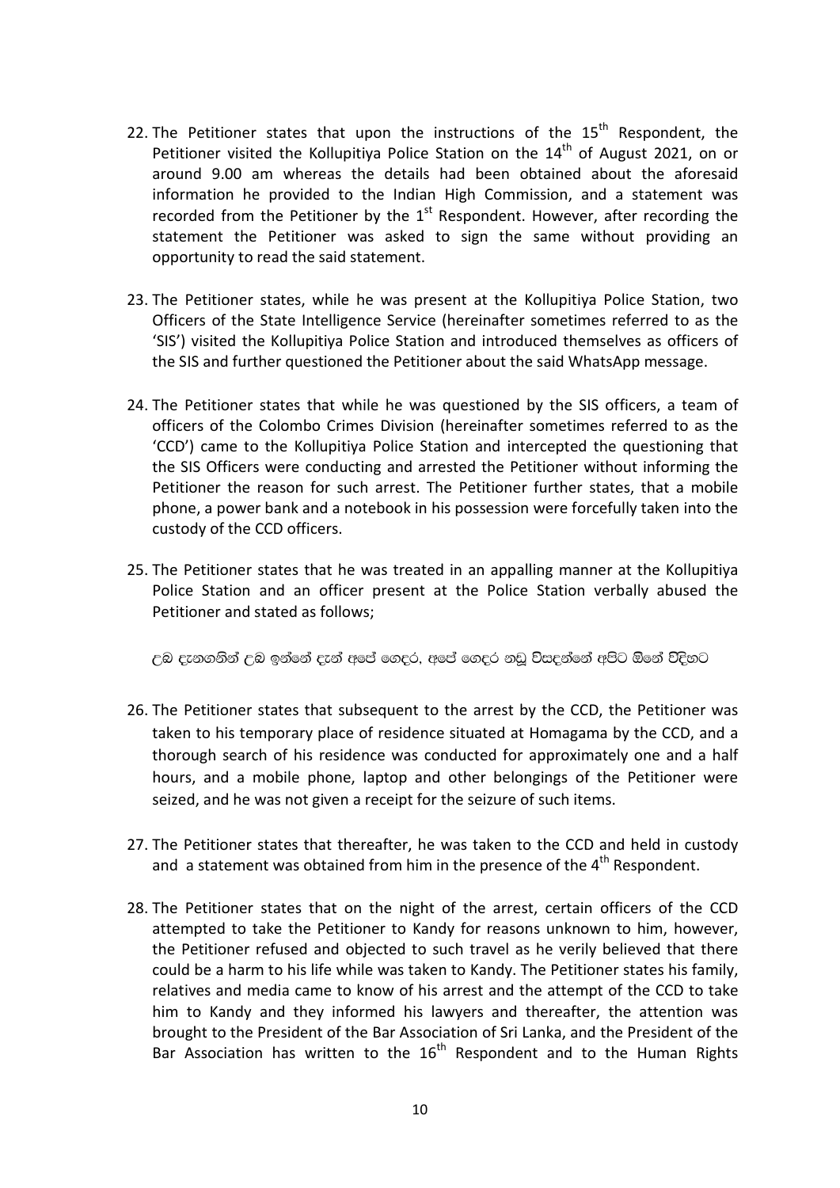22. The Petitioner states that upon the instructions of the 15th Respondent, the Petitioner visited the Kollupitiya Police Station on the 14th of August 2021, on or around 9.00 am whereas the details had been obtained about the aforesaid information he provided to the Indian High Commission, and a statement was recorded from the Petitioner by the 1st Respondent. However, after recording the statement the Petitioner was asked to sign the same without providing an opportunity to read the said statement.

23. The Petitioner states, while he was present at the Kollupitiya Police Station, two Officers of the State Intelligence Service (hereinafter sometimes referred to as the 'SIS') visited the Kollupitiya Police Station and introduced themselves as officers of the SIS and further questioned the Petitioner about the said WhatsApp message.

24. The Petitioner states that while he was questioned by the SIS officers, a team of officers of the Colombo Crimes Division (hereinafter sometimes referred to as the 'CCD') came to the Kollupitiya Police Station and intercepted the questioning that the SIS Officers were conducting and arrested the Petitioner without informing the Petitioner the reason for such arrest. The Petitioner further states, that a mobile phone, a power bank and a notebook in his possession were forcefully taken into the custody of the CCD officers.

25. The Petitioner states that he was treated in an appalling manner at the Kollupitiya Police Station and an officer present at the Police Station verbally abused the Petitioner and stated as follows;

    උඹ දැනගනින් උඹ ඉන්නේ දැන් අපේ ගෙදර, අපේ ගෙදර නඩු විසඳන්නේ අපිට ඕනේ විදිහට

26. The Petitioner states that subsequent to the arrest by the CCD, the Petitioner was taken to his temporary place of residence situated at Homagama by the CCD, and a thorough search of his residence was conducted for approximately one and a half hours, and a mobile phone, laptop and other belongings of the Petitioner were seized, and he was not given a receipt for the seizure of such items.

27. The Petitioner states that thereafter, he was taken to the CCD and held in custody and a statement was obtained from him in the presence of the 4th Respondent.

28. The Petitioner states that on the night of the arrest, certain officers of the CCD attempted to take the Petitioner to Kandy for reasons unknown to him, however, the Petitioner refused and objected to such travel as he verily believed that there could be a harm to his life while was taken to Kandy. The Petitioner states his family, relatives and media came to know of his arrest and the attempt of the CCD to take him to Kandy and they informed his lawyers and thereafter, the attention was brought to the President of the Bar Association of Sri Lanka, and the President of the Bar Association has written to the 16th Respondent and to the Human Rights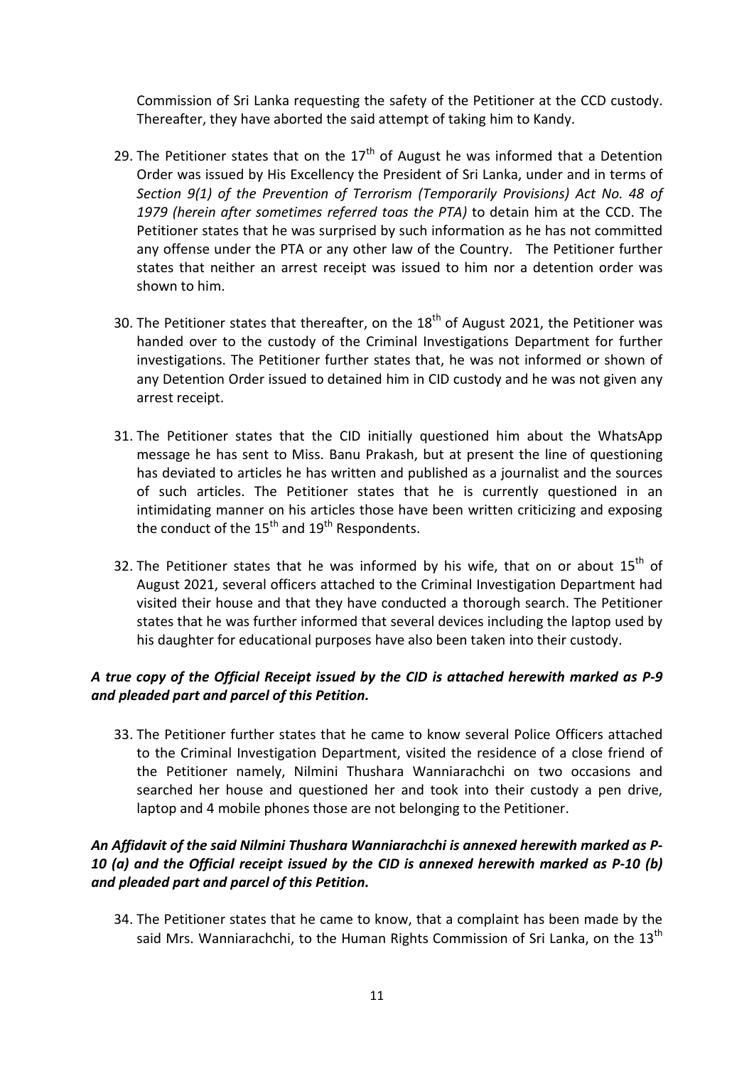Commission of Sri Lanka requesting the safety of the Petitioner at the CCD custody. Thereafter, they have aborted the said attempt of taking him to Kandy.

29. The Petitioner states that on the 17th of August he was informed that a Detention Order was issued by His Excellency the President of Sri Lanka, under and in terms of *Section 9(1) of the Prevention of Terrorism (Temporarily Provisions) Act No. 48 of 1979 (herein after sometimes referred toas the PTA)* to detain him at the CCD. The Petitioner states that he was surprised by such information as he has not committed any offense under the PTA or any other law of the Country. The Petitioner further states that neither an arrest receipt was issued to him nor a detention order was shown to him.

30. The Petitioner states that thereafter, on the 18th of August 2021, the Petitioner was handed over to the custody of the Criminal Investigations Department for further investigations. The Petitioner further states that, he was not informed or shown of any Detention Order issued to detained him in CID custody and he was not given any arrest receipt.

31. The Petitioner states that the CID initially questioned him about the WhatsApp message he has sent to Miss. Banu Prakash, but at present the line of questioning has deviated to articles he has written and published as a journalist and the sources of such articles. The Petitioner states that he is currently questioned in an intimidating manner on his articles those have been written criticizing and exposing the conduct of the 15th and 19th Respondents.

32. The Petitioner states that he was informed by his wife, that on or about 15th of August 2021, several officers attached to the Criminal Investigation Department had visited their house and that they have conducted a thorough search. The Petitioner states that he was further informed that several devices including the laptop used by his daughter for educational purposes have also been taken into their custody.

***A true copy of the Official Receipt issued by the CID is attached herewith marked as P-9 and pleaded part and parcel of this Petition.***

33. The Petitioner further states that he came to know several Police Officers attached to the Criminal Investigation Department, visited the residence of a close friend of the Petitioner namely, Nilmini Thushara Wanniarachchi on two occasions and searched her house and questioned her and took into their custody a pen drive, laptop and 4 mobile phones those are not belonging to the Petitioner.

***An Affidavit of the said Nilmini Thushara Wanniarachchi is annexed herewith marked as P-10 (a) and the Official receipt issued by the CID is annexed herewith marked as P-10 (b) and pleaded part and parcel of this Petition.***

34. The Petitioner states that he came to know, that a complaint has been made by the said Mrs. Wanniarachchi, to the Human Rights Commission of Sri Lanka, on the 13th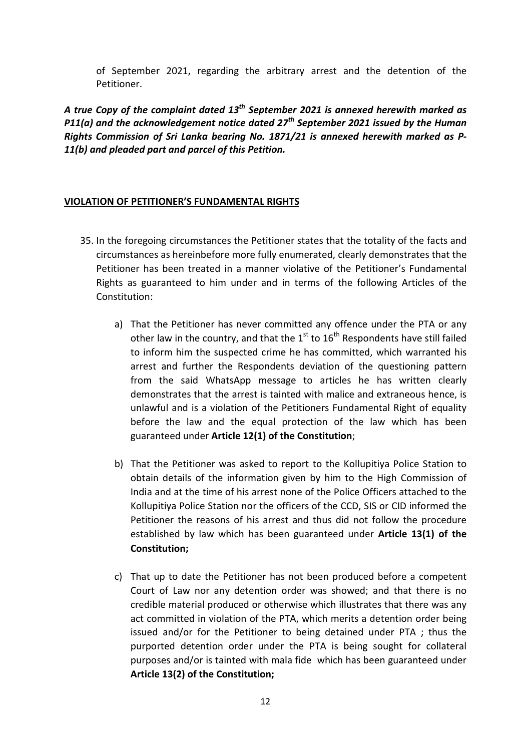of September 2021, regarding the arbitrary arrest and the detention of the Petitioner.

***A true Copy of the complaint dated 13th September 2021 is annexed herewith marked as P11(a) and the acknowledgement notice dated 27th September 2021 issued by the Human Rights Commission of Sri Lanka bearing No. 1871/21 is annexed herewith marked as P-11(b) and pleaded part and parcel of this Petition.***

**VIOLATION OF PETITIONER'S FUNDAMENTAL RIGHTS**

35. In the foregoing circumstances the Petitioner states that the totality of the facts and circumstances as hereinbefore more fully enumerated, clearly demonstrates that the Petitioner has been treated in a manner violative of the Petitioner's Fundamental Rights as guaranteed to him under and in terms of the following Articles of the Constitution:

    a) That the Petitioner has never committed any offence under the PTA or any other law in the country, and that the 1st to 16th Respondents have still failed to inform him the suspected crime he has committed, which warranted his arrest and further the Respondents deviation of the questioning pattern from the said WhatsApp message to articles he has written clearly demonstrates that the arrest is tainted with malice and extraneous hence, is unlawful and is a violation of the Petitioners Fundamental Right of equality before the law and the equal protection of the law which has been guaranteed under **Article 12(1) of the Constitution**;

    b) That the Petitioner was asked to report to the Kollupitiya Police Station to obtain details of the information given by him to the High Commission of India and at the time of his arrest none of the Police Officers attached to the Kollupitiya Police Station nor the officers of the CCD, SIS or CID informed the Petitioner the reasons of his arrest and thus did not follow the procedure established by law which has been guaranteed under **Article 13(1) of the Constitution;**

    c) That up to date the Petitioner has not been produced before a competent Court of Law nor any detention order was showed; and that there is no credible material produced or otherwise which illustrates that there was any act committed in violation of the PTA, which merits a detention order being issued and/or for the Petitioner to being detained under PTA ; thus the purported detention order under the PTA is being sought for collateral purposes and/or is tainted with mala fide which has been guaranteed under **Article 13(2) of the Constitution;**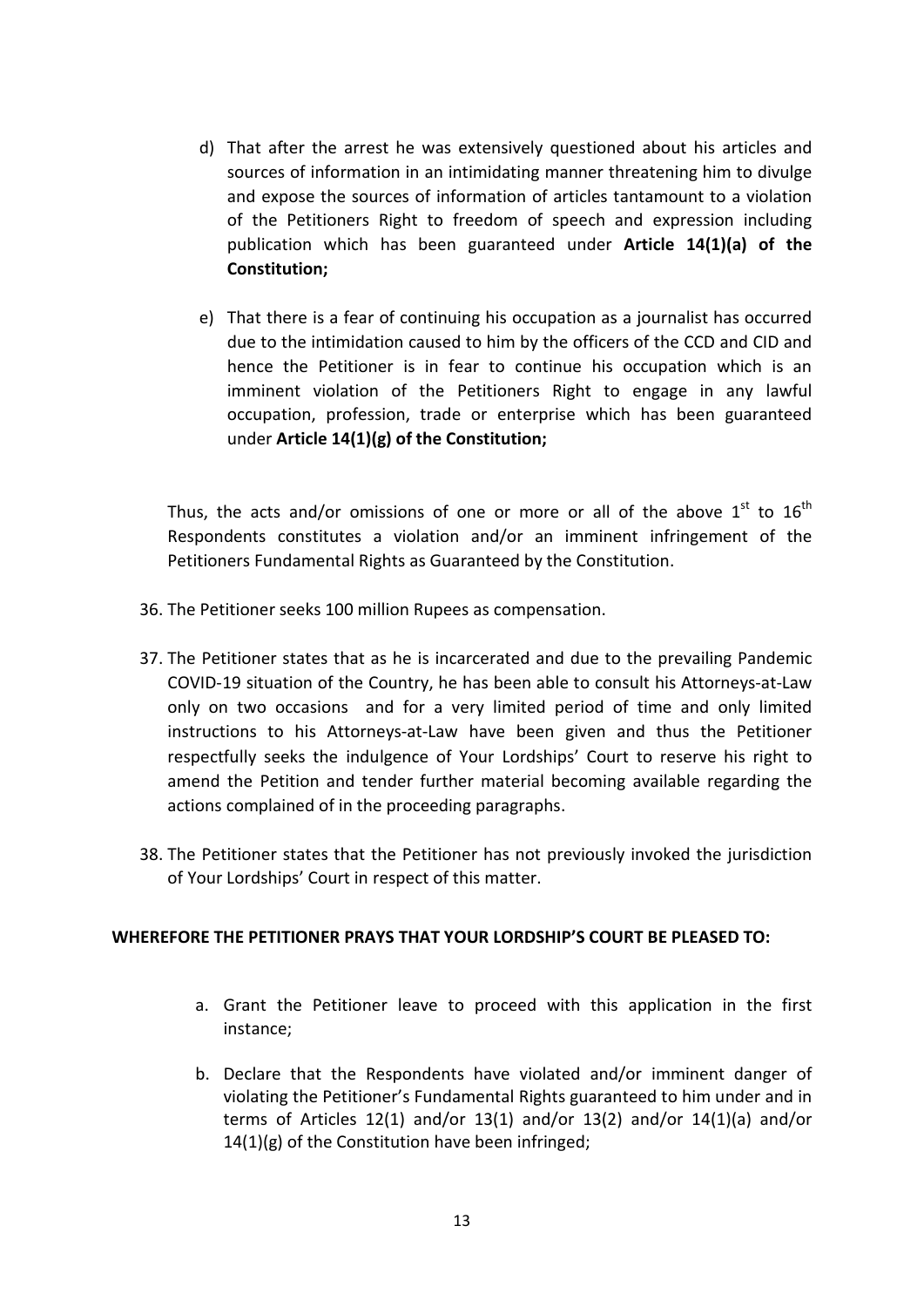d) That after the arrest he was extensively questioned about his articles and sources of information in an intimidating manner threatening him to divulge and expose the sources of information of articles tantamount to a violation of the Petitioners Right to freedom of speech and expression including publication which has been guaranteed under **Article 14(1)(a) of the Constitution;**

e) That there is a fear of continuing his occupation as a journalist has occurred due to the intimidation caused to him by the officers of the CCD and CID and hence the Petitioner is in fear to continue his occupation which is an imminent violation of the Petitioners Right to engage in any lawful occupation, profession, trade or enterprise which has been guaranteed under **Article 14(1)(g) of the Constitution;**

Thus, the acts and/or omissions of one or more or all of the above 1st to 16th Respondents constitutes a violation and/or an imminent infringement of the Petitioners Fundamental Rights as Guaranteed by the Constitution.

36. The Petitioner seeks 100 million Rupees as compensation.

37. The Petitioner states that as he is incarcerated and due to the prevailing Pandemic COVID-19 situation of the Country, he has been able to consult his Attorneys-at-Law only on two occasions and for a very limited period of time and only limited instructions to his Attorneys-at-Law have been given and thus the Petitioner respectfully seeks the indulgence of Your Lordships' Court to reserve his right to amend the Petition and tender further material becoming available regarding the actions complained of in the proceeding paragraphs.

38. The Petitioner states that the Petitioner has not previously invoked the jurisdiction of Your Lordships' Court in respect of this matter.

**WHEREFORE THE PETITIONER PRAYS THAT YOUR LORDSHIP'S COURT BE PLEASED TO:**

a. Grant the Petitioner leave to proceed with this application in the first instance;

b. Declare that the Respondents have violated and/or imminent danger of violating the Petitioner's Fundamental Rights guaranteed to him under and in terms of Articles 12(1) and/or 13(1) and/or 13(2) and/or 14(1)(a) and/or 14(1)(g) of the Constitution have been infringed;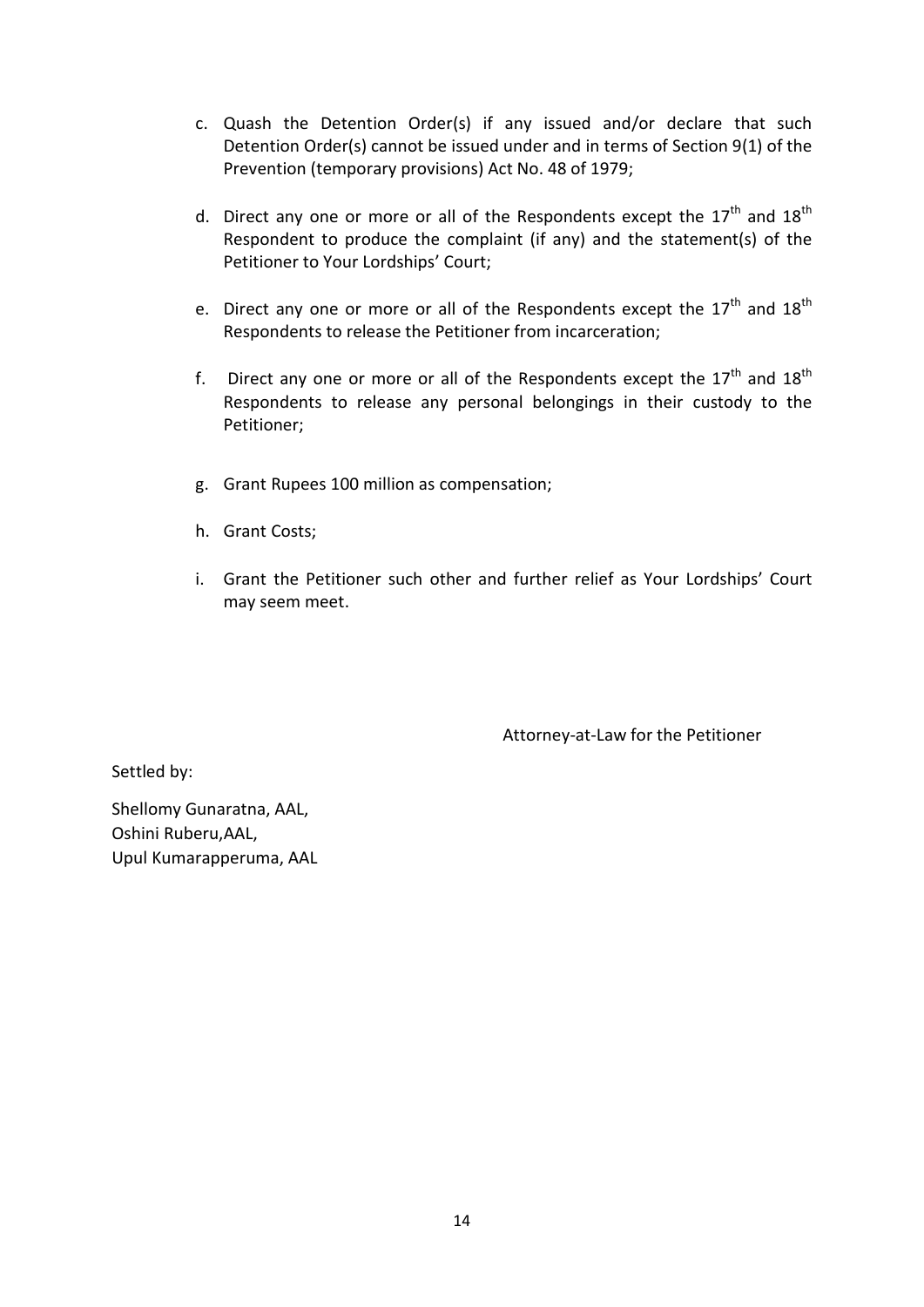c. Quash the Detention Order(s) if any issued and/or declare that such Detention Order(s) cannot be issued under and in terms of Section 9(1) of the Prevention (temporary provisions) Act No. 48 of 1979;

d. Direct any one or more or all of the Respondents except the 17th and 18th Respondent to produce the complaint (if any) and the statement(s) of the Petitioner to Your Lordships' Court;

e. Direct any one or more or all of the Respondents except the 17th and 18th Respondents to release the Petitioner from incarceration;

f. Direct any one or more or all of the Respondents except the 17th and 18th Respondents to release any personal belongings in their custody to the Petitioner;

g. Grant Rupees 100 million as compensation;

h. Grant Costs;

i. Grant the Petitioner such other and further relief as Your Lordships' Court may seem meet.

Attorney-at-Law for the Petitioner

Settled by:

Shellomy Gunaratna, AAL,
Oshini Ruberu,AAL,
Upul Kumarapperuma, AAL